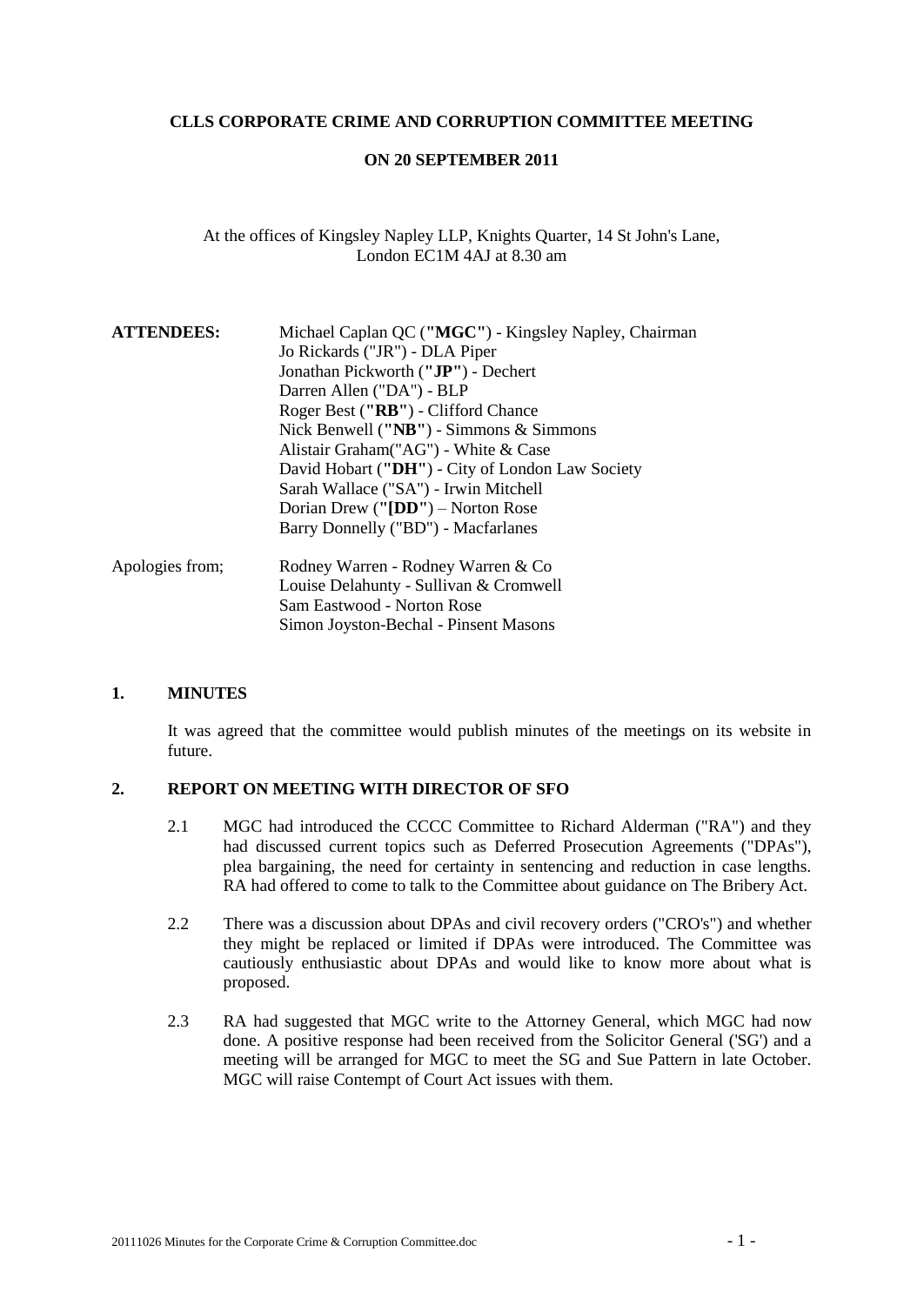**CLLS CORPORATE CRIME AND CORRUPTION COMMITTEE MEETING**

**ON 20 SEPTEMBER 2011**

At the offices of Kingsley Napley LLP, Knights Quarter, 14 St John's Lane, London EC1M 4AJ at 8.30 am

**ATTENDEES:**

Michael Caplan QC (**"MGC"**) - Kingsley Napley, Chairman
Jo Rickards ("JR") - DLA Piper
Jonathan Pickworth (**"JP"**) - Dechert
Darren Allen ("DA") - BLP
Roger Best (**"RB"**) - Clifford Chance
Nick Benwell (**"NB"**) - Simmons & Simmons
Alistair Graham("AG") - White & Case
David Hobart (**"DH"**) - City of London Law Society
Sarah Wallace ("SA") - Irwin Mitchell
Dorian Drew (**"[DD"**) – Norton Rose
Barry Donnelly ("BD") - Macfarlanes

Apologies from;

Rodney Warren - Rodney Warren & Co
Louise Delahunty - Sullivan & Cromwell
Sam Eastwood - Norton Rose
Simon Joyston-Bechal - Pinsent Masons

## 1. MINUTES

It was agreed that the committee would publish minutes of the meetings on its website in future.

## 2. REPORT ON MEETING WITH DIRECTOR OF SFO

2.1 MGC had introduced the CCCC Committee to Richard Alderman ("RA") and they had discussed current topics such as Deferred Prosecution Agreements ("DPAs"), plea bargaining, the need for certainty in sentencing and reduction in case lengths. RA had offered to come to talk to the Committee about guidance on The Bribery Act.

2.2 There was a discussion about DPAs and civil recovery orders ("CRO's") and whether they might be replaced or limited if DPAs were introduced. The Committee was cautiously enthusiastic about DPAs and would like to know more about what is proposed.

2.3 RA had suggested that MGC write to the Attorney General, which MGC had now done. A positive response had been received from the Solicitor General ('SG') and a meeting will be arranged for MGC to meet the SG and Sue Pattern in late October. MGC will raise Contempt of Court Act issues with them.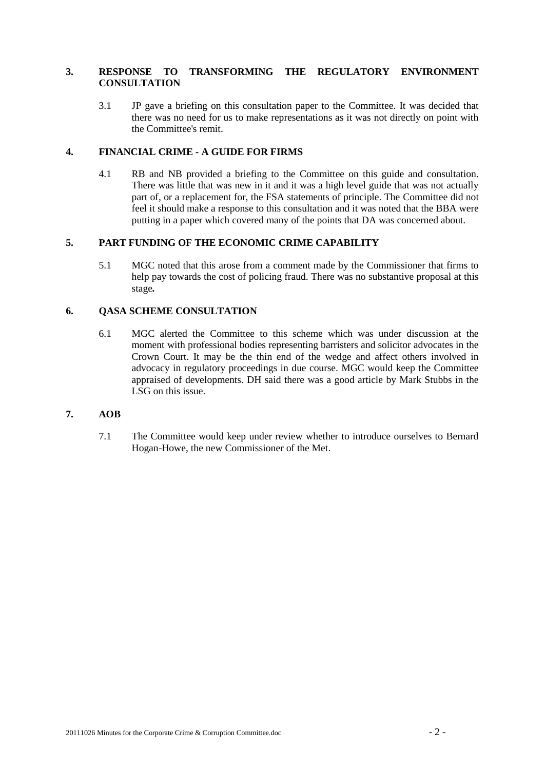## 3. RESPONSE TO TRANSFORMING THE REGULATORY ENVIRONMENT CONSULTATION

3.1 JP gave a briefing on this consultation paper to the Committee. It was decided that there was no need for us to make representations as it was not directly on point with the Committee's remit.

## 4. FINANCIAL CRIME - A GUIDE FOR FIRMS

4.1 RB and NB provided a briefing to the Committee on this guide and consultation. There was little that was new in it and it was a high level guide that was not actually part of, or a replacement for, the FSA statements of principle. The Committee did not feel it should make a response to this consultation and it was noted that the BBA were putting in a paper which covered many of the points that DA was concerned about.

## 5. PART FUNDING OF THE ECONOMIC CRIME CAPABILITY

5.1 MGC noted that this arose from a comment made by the Commissioner that firms to help pay towards the cost of policing fraud. There was no substantive proposal at this stage**.**

## 6. QASA SCHEME CONSULTATION

6.1 MGC alerted the Committee to this scheme which was under discussion at the moment with professional bodies representing barristers and solicitor advocates in the Crown Court. It may be the thin end of the wedge and affect others involved in advocacy in regulatory proceedings in due course. MGC would keep the Committee appraised of developments. DH said there was a good article by Mark Stubbs in the LSG on this issue.

## 7. AOB

7.1 The Committee would keep under review whether to introduce ourselves to Bernard Hogan-Howe, the new Commissioner of the Met.